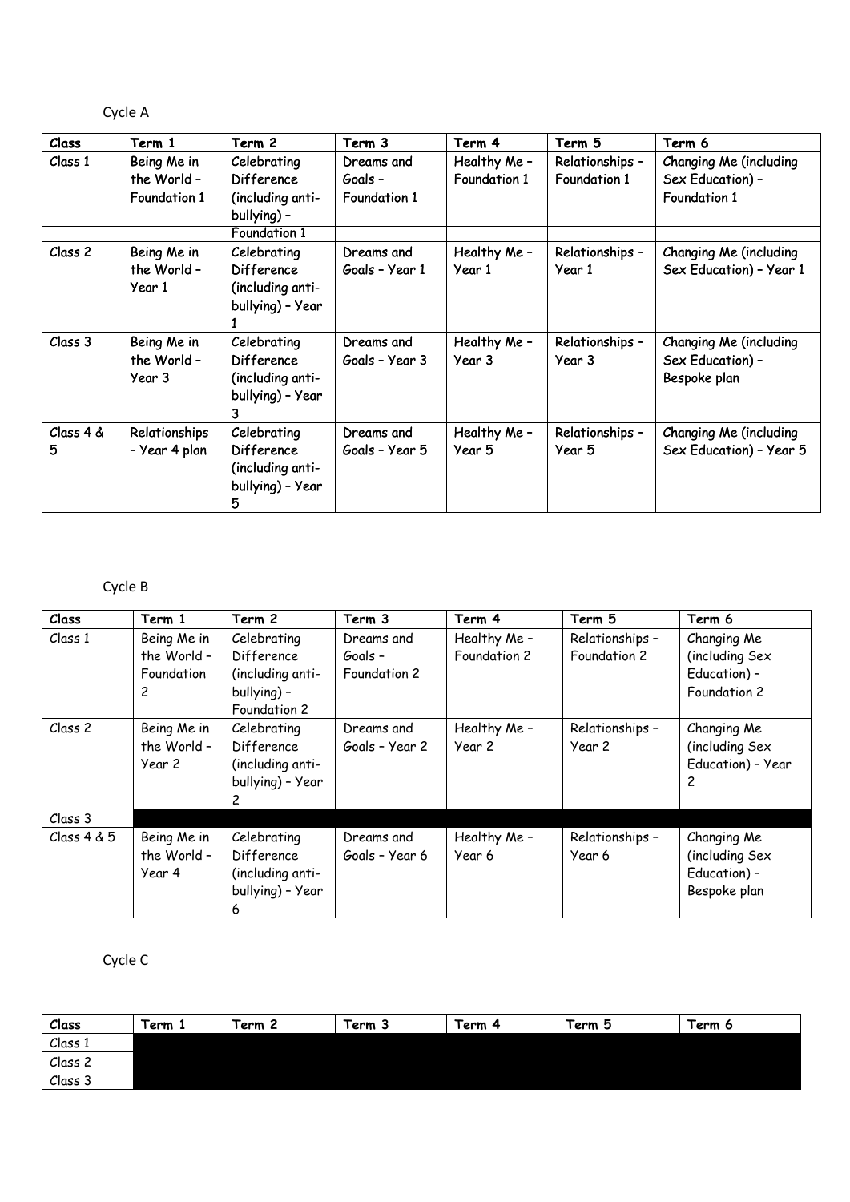Cycle A

| Class | Term 1 | Term 2 | Term 3 | Term 4 | Term 5 | Term 6 |
|---|---|---|---|---|---|---|
| Class 1 | Being Me in the World – Foundation 1 | Celebrating Difference (including anti-bullying) – Foundation 1 | Dreams and Goals – Foundation 1 | Healthy Me – Foundation 1 | Relationships – Foundation 1 | Changing Me (including Sex Education) – Foundation 1 |
| Class 2 | Being Me in the World – Year 1 | Celebrating Difference (including anti-bullying) – Year 1 | Dreams and Goals – Year 1 | Healthy Me – Year 1 | Relationships – Year 1 | Changing Me (including Sex Education) – Year 1 |
| Class 3 | Being Me in the World – Year 3 | Celebrating Difference (including anti-bullying) – Year 3 | Dreams and Goals – Year 3 | Healthy Me – Year 3 | Relationships – Year 3 | Changing Me (including Sex Education) – Bespoke plan |
| Class 4 & 5 | Relationships – Year 4 plan | Celebrating Difference (including anti-bullying) – Year 5 | Dreams and Goals – Year 5 | Healthy Me – Year 5 | Relationships – Year 5 | Changing Me (including Sex Education) – Year 5 |

Cycle B

| Class | Term 1 | Term 2 | Term 3 | Term 4 | Term 5 | Term 6 |
|---|---|---|---|---|---|---|
| Class 1 | Being Me in the World – Foundation 2 | Celebrating Difference (including anti-bullying) – Foundation 2 | Dreams and Goals – Foundation 2 | Healthy Me – Foundation 2 | Relationships – Foundation 2 | Changing Me (including Sex Education) – Foundation 2 |
| Class 2 | Being Me in the World – Year 2 | Celebrating Difference (including anti-bullying) – Year 2 | Dreams and Goals – Year 2 | Healthy Me – Year 2 | Relationships – Year 2 | Changing Me (including Sex Education) – Year 2 |
| Class 3 | | | | | | |
| Class 4 & 5 | Being Me in the World – Year 4 | Celebrating Difference (including anti-bullying) – Year 6 | Dreams and Goals – Year 6 | Healthy Me – Year 6 | Relationships – Year 6 | Changing Me (including Sex Education) – Bespoke plan |

Cycle C

| Class | Term 1 | Term 2 | Term 3 | Term 4 | Term 5 | Term 6 |
|---|---|---|---|---|---|---|
| Class 1 | | | | | | |
| Class 2 | | | | | | |
| Class 3 | | | | | | |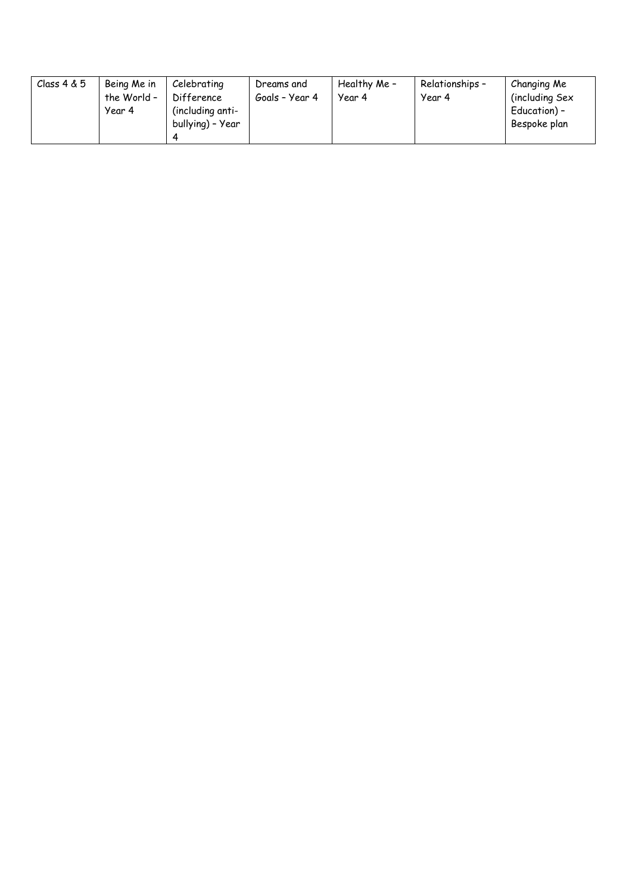| | | | | | | |
|---|---|---|---|---|---|---|
| Class 4 & 5 | Being Me in the World – Year 4 | Celebrating Difference (including anti-bullying) – Year 4 | Dreams and Goals – Year 4 | Healthy Me – Year 4 | Relationships – Year 4 | Changing Me (including Sex Education) – Bespoke plan |